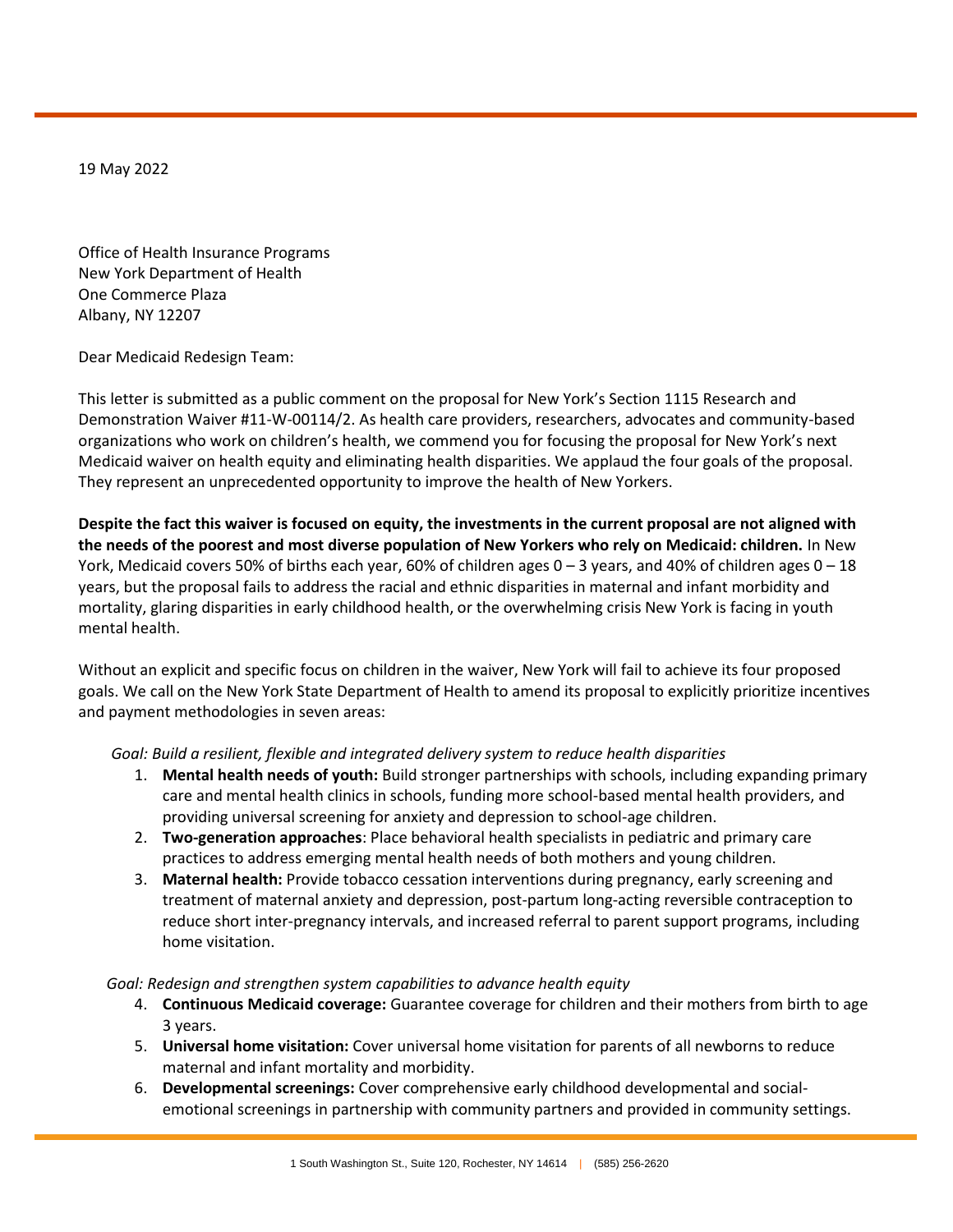19 May 2022

Office of Health Insurance Programs
New York Department of Health
One Commerce Plaza
Albany, NY 12207

Dear Medicaid Redesign Team:

This letter is submitted as a public comment on the proposal for New York's Section 1115 Research and Demonstration Waiver #11-W-00114/2. As health care providers, researchers, advocates and community-based organizations who work on children's health, we commend you for focusing the proposal for New York's next Medicaid waiver on health equity and eliminating health disparities. We applaud the four goals of the proposal. They represent an unprecedented opportunity to improve the health of New Yorkers.

**Despite the fact this waiver is focused on equity, the investments in the current proposal are not aligned with the needs of the poorest and most diverse population of New Yorkers who rely on Medicaid: children.** In New York, Medicaid covers 50% of births each year, 60% of children ages 0 – 3 years, and 40% of children ages 0 – 18 years, but the proposal fails to address the racial and ethnic disparities in maternal and infant morbidity and mortality, glaring disparities in early childhood health, or the overwhelming crisis New York is facing in youth mental health.

Without an explicit and specific focus on children in the waiver, New York will fail to achieve its four proposed goals. We call on the New York State Department of Health to amend its proposal to explicitly prioritize incentives and payment methodologies in seven areas:

*Goal: Build a resilient, flexible and integrated delivery system to reduce health disparities*

1. **Mental health needs of youth:** Build stronger partnerships with schools, including expanding primary care and mental health clinics in schools, funding more school-based mental health providers, and providing universal screening for anxiety and depression to school-age children.
2. **Two-generation approaches**: Place behavioral health specialists in pediatric and primary care practices to address emerging mental health needs of both mothers and young children.
3. **Maternal health:** Provide tobacco cessation interventions during pregnancy, early screening and treatment of maternal anxiety and depression, post-partum long-acting reversible contraception to reduce short inter-pregnancy intervals, and increased referral to parent support programs, including home visitation.

*Goal: Redesign and strengthen system capabilities to advance health equity*

4. **Continuous Medicaid coverage:** Guarantee coverage for children and their mothers from birth to age 3 years.
5. **Universal home visitation:** Cover universal home visitation for parents of all newborns to reduce maternal and infant mortality and morbidity.
6. **Developmental screenings:** Cover comprehensive early childhood developmental and social-emotional screenings in partnership with community partners and provided in community settings.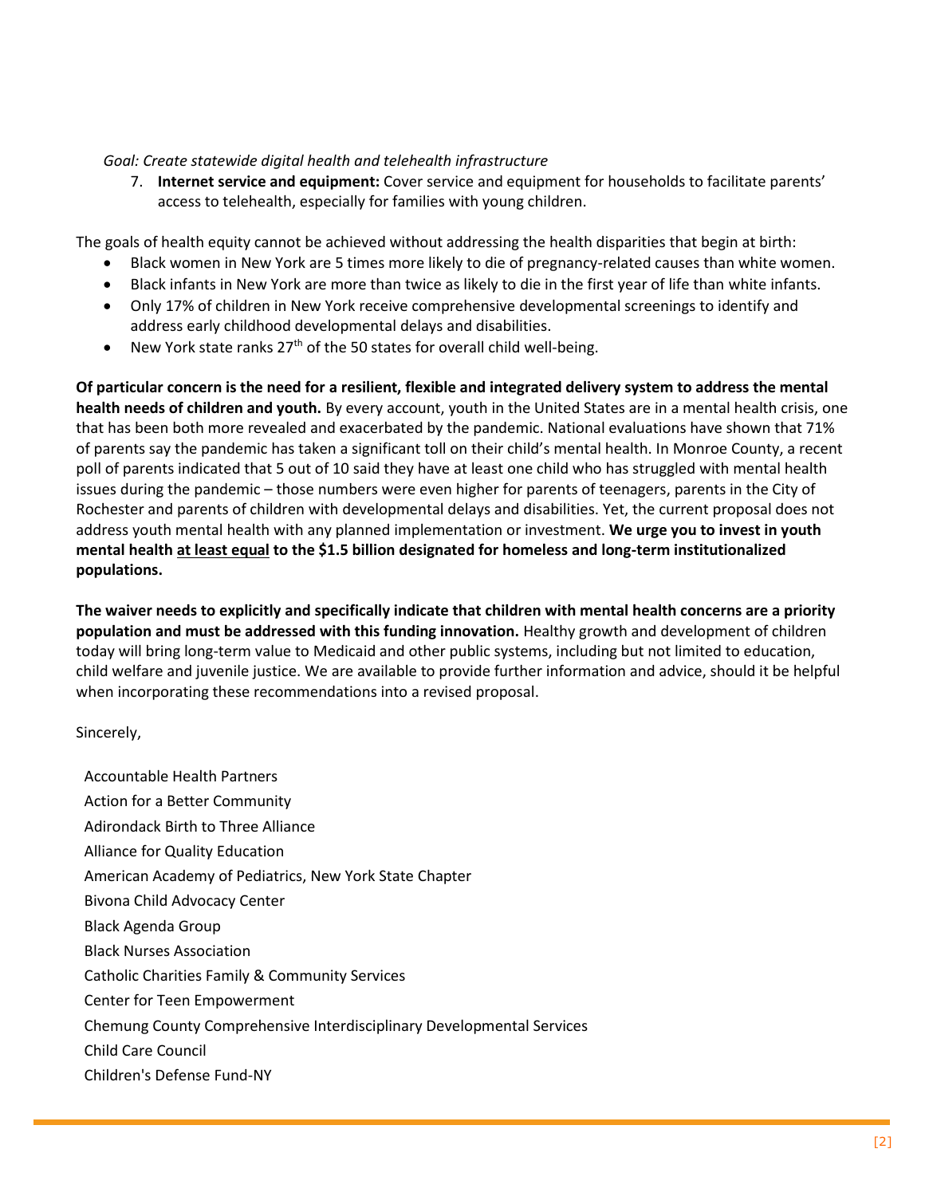*Goal: Create statewide digital health and telehealth infrastructure*

7. **Internet service and equipment:** Cover service and equipment for households to facilitate parents' access to telehealth, especially for families with young children.

The goals of health equity cannot be achieved without addressing the health disparities that begin at birth:

- Black women in New York are 5 times more likely to die of pregnancy-related causes than white women.
- Black infants in New York are more than twice as likely to die in the first year of life than white infants.
- Only 17% of children in New York receive comprehensive developmental screenings to identify and address early childhood developmental delays and disabilities.
- New York state ranks 27th of the 50 states for overall child well-being.

**Of particular concern is the need for a resilient, flexible and integrated delivery system to address the mental health needs of children and youth.** By every account, youth in the United States are in a mental health crisis, one that has been both more revealed and exacerbated by the pandemic. National evaluations have shown that 71% of parents say the pandemic has taken a significant toll on their child's mental health. In Monroe County, a recent poll of parents indicated that 5 out of 10 said they have at least one child who has struggled with mental health issues during the pandemic – those numbers were even higher for parents of teenagers, parents in the City of Rochester and parents of children with developmental delays and disabilities. Yet, the current proposal does not address youth mental health with any planned implementation or investment. **We urge you to invest in youth mental health <u>at least equal</u> to the $1.5 billion designated for homeless and long-term institutionalized populations.**

**The waiver needs to explicitly and specifically indicate that children with mental health concerns are a priority population and must be addressed with this funding innovation.** Healthy growth and development of children today will bring long-term value to Medicaid and other public systems, including but not limited to education, child welfare and juvenile justice. We are available to provide further information and advice, should it be helpful when incorporating these recommendations into a revised proposal.

Sincerely,

Accountable Health Partners
Action for a Better Community
Adirondack Birth to Three Alliance
Alliance for Quality Education
American Academy of Pediatrics, New York State Chapter
Bivona Child Advocacy Center
Black Agenda Group
Black Nurses Association
Catholic Charities Family & Community Services
Center for Teen Empowerment
Chemung County Comprehensive Interdisciplinary Developmental Services
Child Care Council
Children's Defense Fund-NY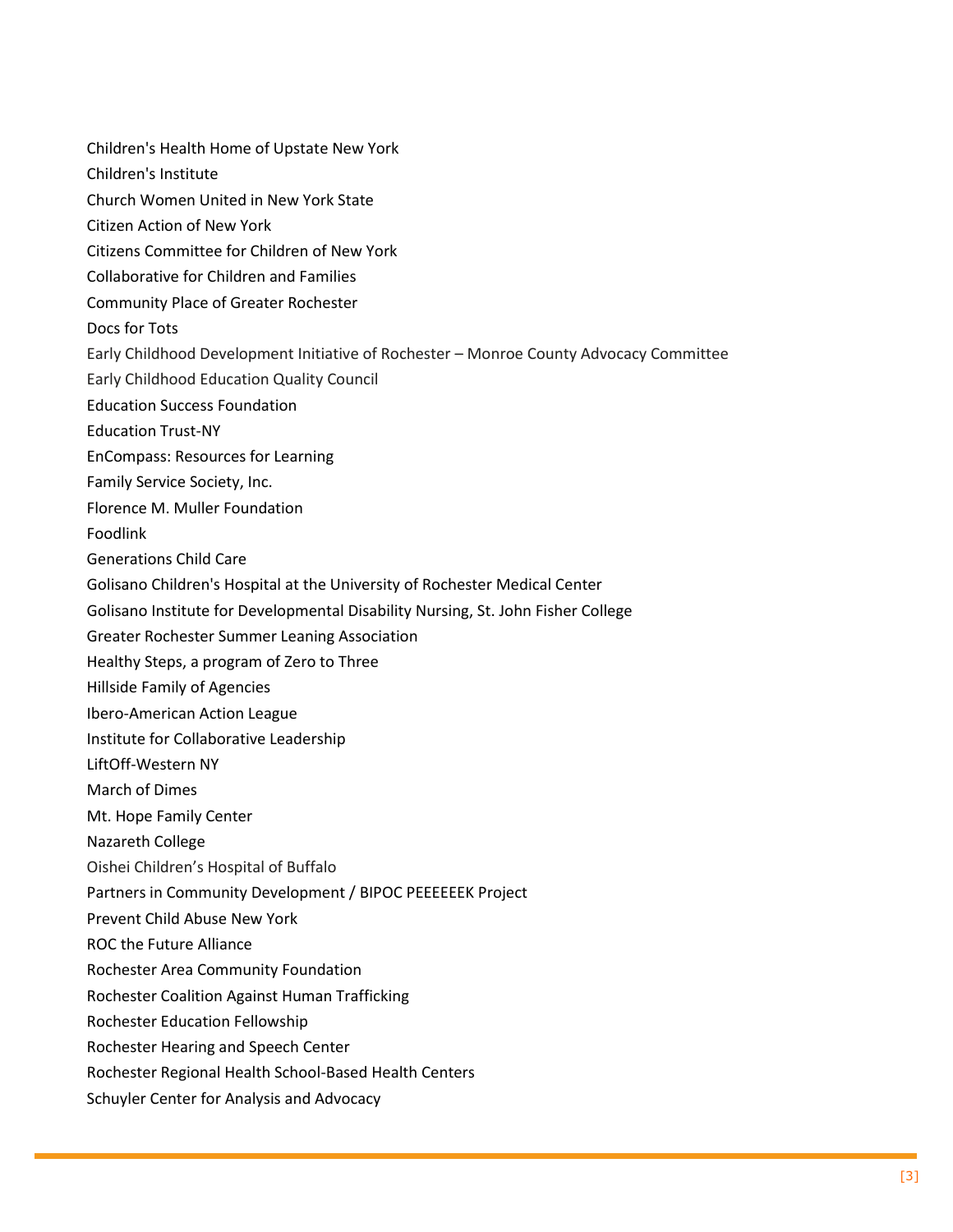Children's Health Home of Upstate New York

Children's Institute

Church Women United in New York State

Citizen Action of New York

Citizens Committee for Children of New York

Collaborative for Children and Families

Community Place of Greater Rochester

Docs for Tots

Early Childhood Development Initiative of Rochester – Monroe County Advocacy Committee

Early Childhood Education Quality Council

Education Success Foundation

Education Trust-NY

EnCompass: Resources for Learning

Family Service Society, Inc.

Florence M. Muller Foundation

Foodlink

Generations Child Care

Golisano Children's Hospital at the University of Rochester Medical Center

Golisano Institute for Developmental Disability Nursing, St. John Fisher College

Greater Rochester Summer Leaning Association

Healthy Steps, a program of Zero to Three

Hillside Family of Agencies

Ibero-American Action League

Institute for Collaborative Leadership

LiftOff-Western NY

March of Dimes

Mt. Hope Family Center

Nazareth College

Oishei Children's Hospital of Buffalo

Partners in Community Development / BIPOC PEEEEEEK Project

Prevent Child Abuse New York

ROC the Future Alliance

Rochester Area Community Foundation

Rochester Coalition Against Human Trafficking

Rochester Education Fellowship

Rochester Hearing and Speech Center

Rochester Regional Health School-Based Health Centers

Schuyler Center for Analysis and Advocacy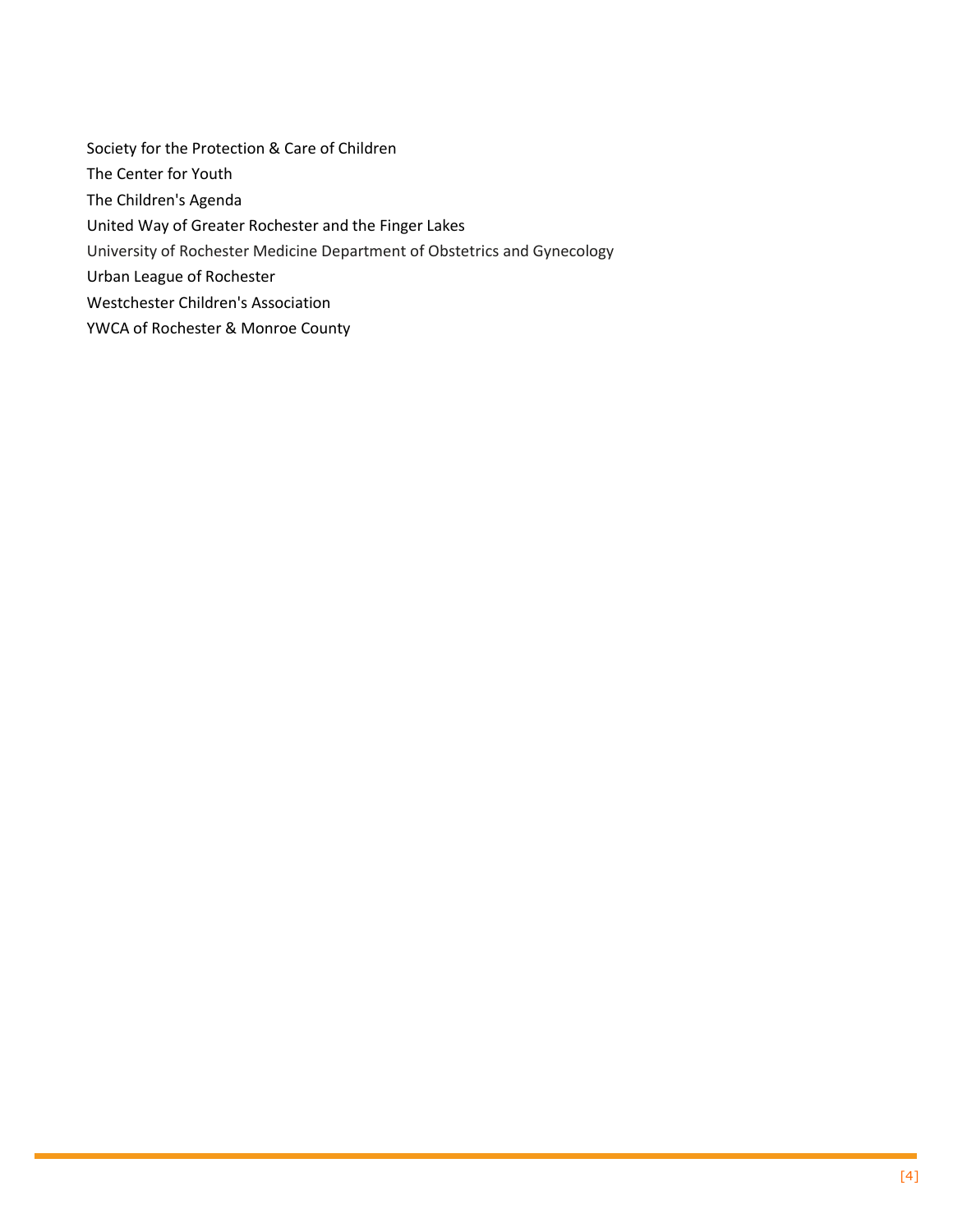Society for the Protection & Care of Children

The Center for Youth

The Children's Agenda

United Way of Greater Rochester and the Finger Lakes

University of Rochester Medicine Department of Obstetrics and Gynecology

Urban League of Rochester

Westchester Children's Association

YWCA of Rochester & Monroe County